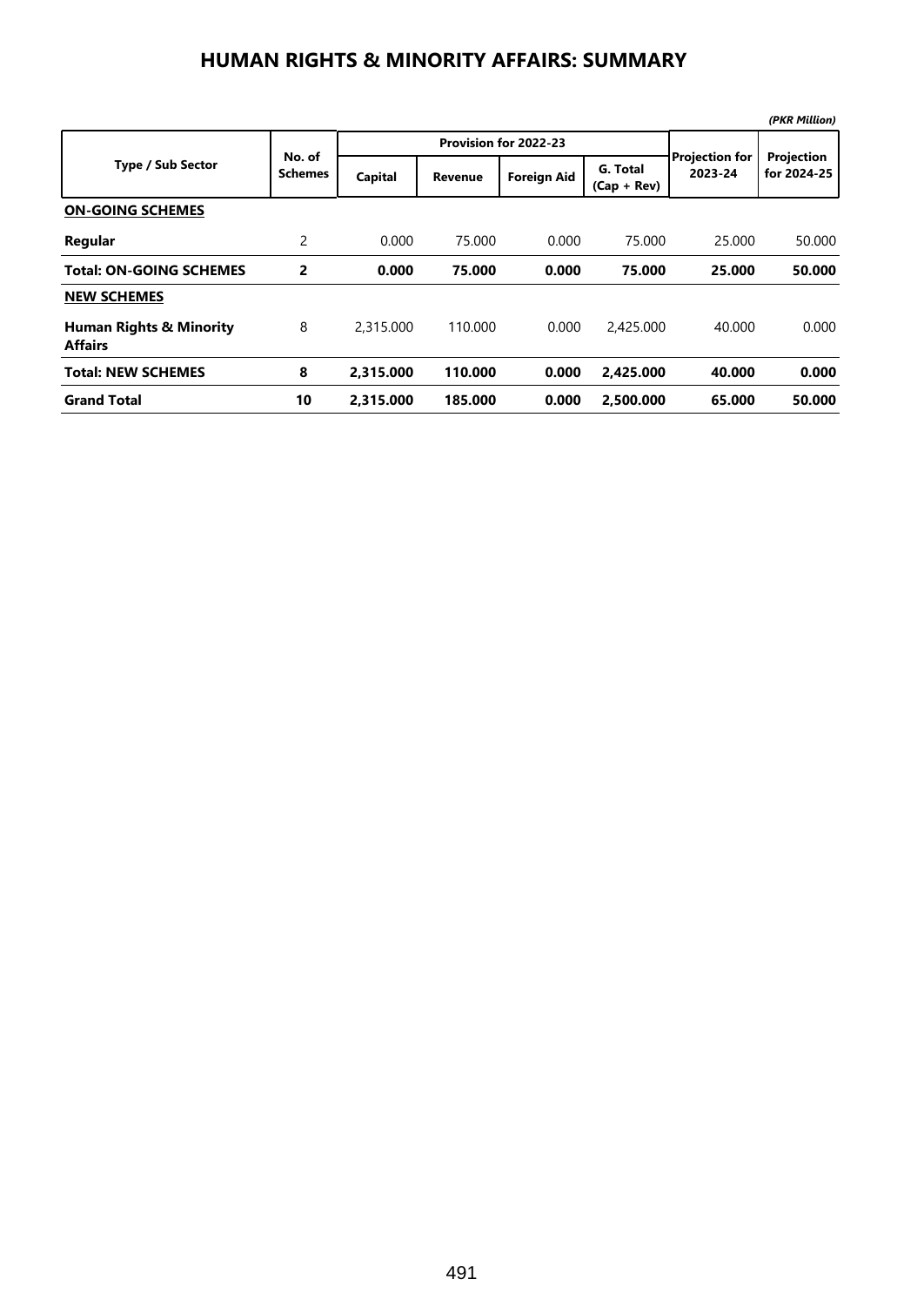# HUMAN RIGHTS & MINORITY AFFAIRS: SUMMARY

*(PKR Million)*

| Type / Sub Sector | No. of Schemes | Provision for 2022-23 | | | | Projection for 2023-24 | Projection for 2024-25 |
|---|---|---|---|---|---|---|---|
| | | Capital | Revenue | Foreign Aid | G. Total (Cap + Rev) | | |
| **ON-GOING SCHEMES** | | | | | | | |
| **Regular** | 2 | 0.000 | 75.000 | 0.000 | 75.000 | 25.000 | 50.000 |
| **Total: ON-GOING SCHEMES** | **2** | **0.000** | **75.000** | **0.000** | **75.000** | **25.000** | **50.000** |
| **NEW SCHEMES** | | | | | | | |
| **Human Rights & Minority Affairs** | 8 | 2,315.000 | 110.000 | 0.000 | 2,425.000 | 40.000 | 0.000 |
| **Total: NEW SCHEMES** | **8** | **2,315.000** | **110.000** | **0.000** | **2,425.000** | **40.000** | **0.000** |
| **Grand Total** | **10** | **2,315.000** | **185.000** | **0.000** | **2,500.000** | **65.000** | **50.000** |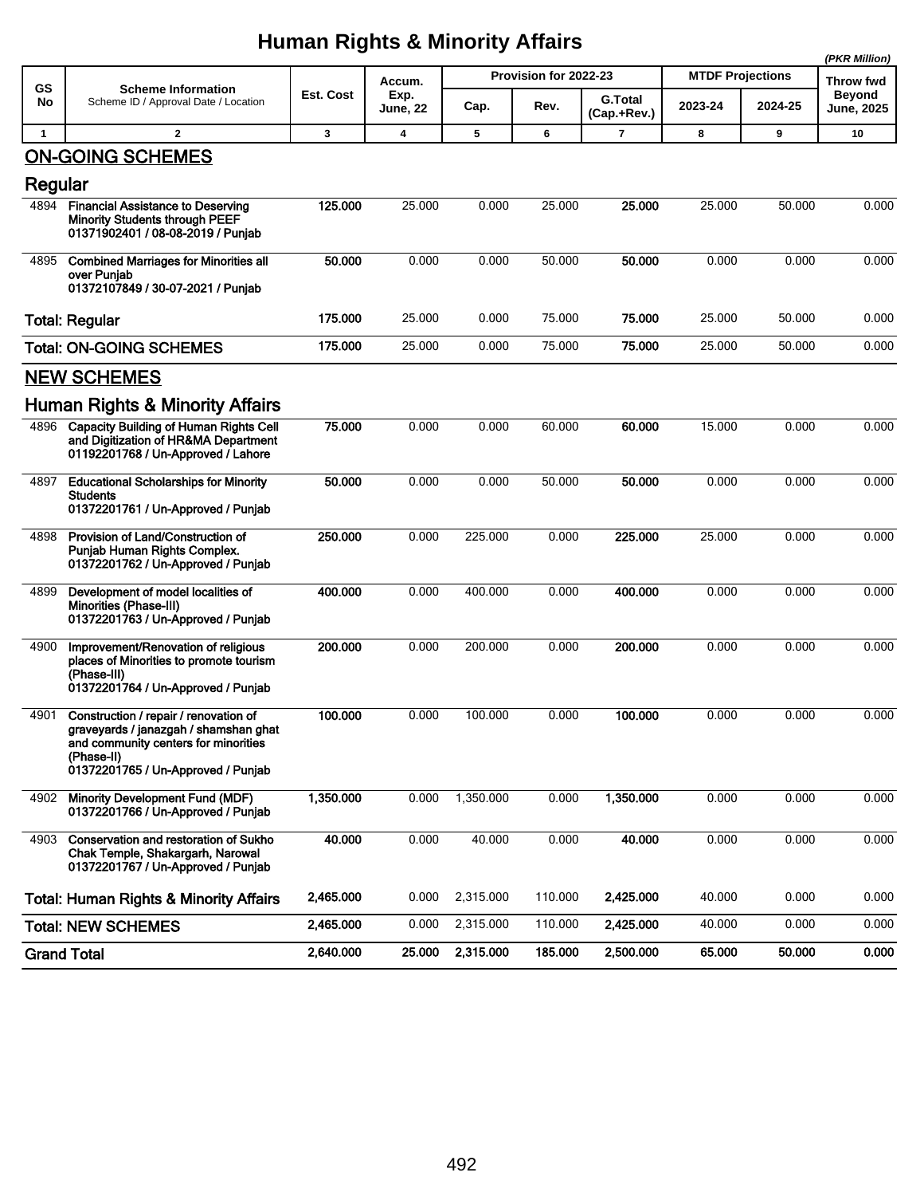# Human Rights & Minority Affairs

*(PKR Million)*

| GS No | Scheme Information<br>Scheme ID / Approval Date / Location | Est. Cost | Accum. Exp. June, 22 | Provision for 2022-23 | | | MTDF Projections | | Throw fwd Beyond June, 2025 |
|---|---|---|---|---|---|---|---|---|---|
| | | | | Cap. | Rev. | G.Total (Cap.+Rev.) | 2023-24 | 2024-25 | |
| 1 | 2 | 3 | 4 | 5 | 6 | 7 | 8 | 9 | 10 |
| | **ON-GOING SCHEMES** | | | | | | | | |
| | **Regular** | | | | | | | | |
| 4894 | **Financial Assistance to Deserving Minority Students through PEEF**<br>**01371902401 / 08-08-2019 / Punjab** | **125.000** | 25.000 | 0.000 | 25.000 | **25.000** | 25.000 | 50.000 | 0.000 |
| 4895 | **Combined Marriages for Minorities all over Punjab**<br>**01372107849 / 30-07-2021 / Punjab** | **50.000** | 0.000 | 0.000 | 50.000 | **50.000** | 0.000 | 0.000 | 0.000 |
| | **Total: Regular** | **175.000** | 25.000 | 0.000 | 75.000 | **75.000** | 25.000 | 50.000 | 0.000 |
| | **Total: ON-GOING SCHEMES** | **175.000** | 25.000 | 0.000 | 75.000 | **75.000** | 25.000 | 50.000 | 0.000 |
| | **NEW SCHEMES** | | | | | | | | |
| | **Human Rights & Minority Affairs** | | | | | | | | |
| 4896 | **Capacity Building of Human Rights Cell and Digitization of HR&MA Department**<br>**01192201768 / Un-Approved / Lahore** | **75.000** | 0.000 | 0.000 | 60.000 | **60.000** | 15.000 | 0.000 | 0.000 |
| 4897 | **Educational Scholarships for Minority Students**<br>**01372201761 / Un-Approved / Punjab** | **50.000** | 0.000 | 0.000 | 50.000 | **50.000** | 0.000 | 0.000 | 0.000 |
| 4898 | **Provision of Land/Construction of Punjab Human Rights Complex.**<br>**01372201762 / Un-Approved / Punjab** | **250.000** | 0.000 | 225.000 | 0.000 | **225.000** | 25.000 | 0.000 | 0.000 |
| 4899 | **Development of model localities of Minorities (Phase-III)**<br>**01372201763 / Un-Approved / Punjab** | **400.000** | 0.000 | 400.000 | 0.000 | **400.000** | 0.000 | 0.000 | 0.000 |
| 4900 | **Improvement/Renovation of religious places of Minorities to promote tourism (Phase-III)**<br>**01372201764 / Un-Approved / Punjab** | **200.000** | 0.000 | 200.000 | 0.000 | **200.000** | 0.000 | 0.000 | 0.000 |
| 4901 | **Construction / repair / renovation of graveyards / janazgah / shamshan ghat and community centers for minorities (Phase-II)**<br>**01372201765 / Un-Approved / Punjab** | **100.000** | 0.000 | 100.000 | 0.000 | **100.000** | 0.000 | 0.000 | 0.000 |
| 4902 | **Minority Development Fund (MDF)**<br>**01372201766 / Un-Approved / Punjab** | **1,350.000** | 0.000 | 1,350.000 | 0.000 | **1,350.000** | 0.000 | 0.000 | 0.000 |
| 4903 | **Conservation and restoration of Sukho Chak Temple, Shakargarh, Narowal**<br>**01372201767 / Un-Approved / Punjab** | **40.000** | 0.000 | 40.000 | 0.000 | **40.000** | 0.000 | 0.000 | 0.000 |
| | **Total: Human Rights & Minority Affairs** | **2,465.000** | 0.000 | 2,315.000 | 110.000 | **2,425.000** | 40.000 | 0.000 | 0.000 |
| | **Total: NEW SCHEMES** | **2,465.000** | 0.000 | 2,315.000 | 110.000 | **2,425.000** | 40.000 | 0.000 | 0.000 |
| | **Grand Total** | **2,640.000** | **25.000** | **2,315.000** | **185.000** | **2,500.000** | **65.000** | **50.000** | **0.000** |